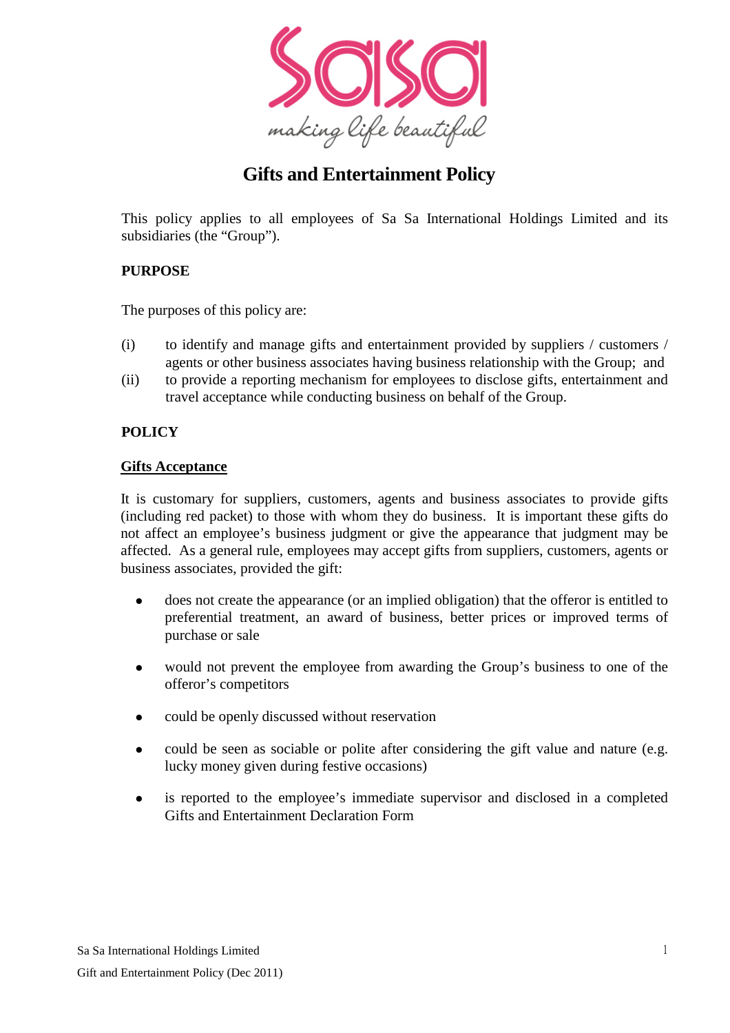# Gifts and Entertainment Policy

This policy applies to all employees of Sa Sa International Holdings Limited and its subsidiaries (the "Group").

**PURPOSE**

The purposes of this policy are:

(i) to identify and manage gifts and entertainment provided by suppliers / customers / agents or other business associates having business relationship with the Group; and

(ii) to provide a reporting mechanism for employees to disclose gifts, entertainment and travel acceptance while conducting business on behalf of the Group.

**POLICY**

**Gifts Acceptance**

It is customary for suppliers, customers, agents and business associates to provide gifts (including red packet) to those with whom they do business. It is important these gifts do not affect an employee's business judgment or give the appearance that judgment may be affected. As a general rule, employees may accept gifts from suppliers, customers, agents or business associates, provided the gift:

- does not create the appearance (or an implied obligation) that the offeror is entitled to preferential treatment, an award of business, better prices or improved terms of purchase or sale
- would not prevent the employee from awarding the Group's business to one of the offeror's competitors
- could be openly discussed without reservation
- could be seen as sociable or polite after considering the gift value and nature (e.g. lucky money given during festive occasions)
- is reported to the employee's immediate supervisor and disclosed in a completed Gifts and Entertainment Declaration Form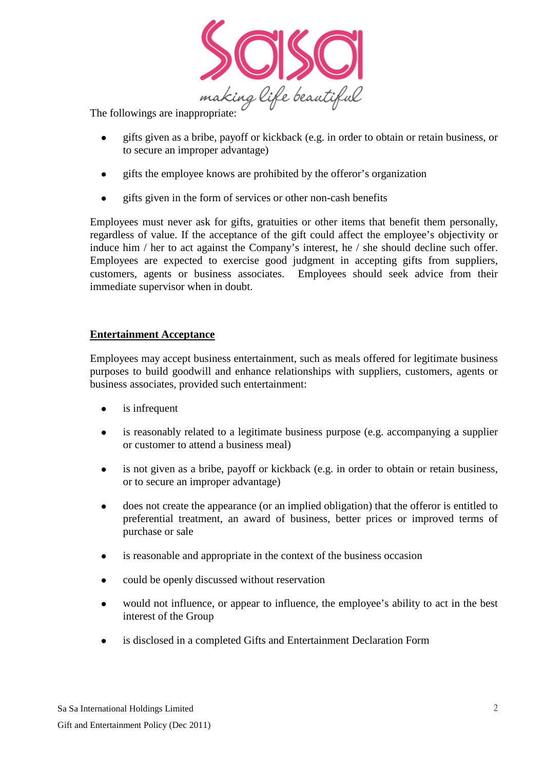The followings are inappropriate:

- gifts given as a bribe, payoff or kickback (e.g. in order to obtain or retain business, or to secure an improper advantage)
- gifts the employee knows are prohibited by the offeror's organization
- gifts given in the form of services or other non-cash benefits

Employees must never ask for gifts, gratuities or other items that benefit them personally, regardless of value. If the acceptance of the gift could affect the employee's objectivity or induce him / her to act against the Company's interest, he / she should decline such offer. Employees are expected to exercise good judgment in accepting gifts from suppliers, customers, agents or business associates. Employees should seek advice from their immediate supervisor when in doubt.

## Entertainment Acceptance

Employees may accept business entertainment, such as meals offered for legitimate business purposes to build goodwill and enhance relationships with suppliers, customers, agents or business associates, provided such entertainment:

- is infrequent
- is reasonably related to a legitimate business purpose (e.g. accompanying a supplier or customer to attend a business meal)
- is not given as a bribe, payoff or kickback (e.g. in order to obtain or retain business, or to secure an improper advantage)
- does not create the appearance (or an implied obligation) that the offeror is entitled to preferential treatment, an award of business, better prices or improved terms of purchase or sale
- is reasonable and appropriate in the context of the business occasion
- could be openly discussed without reservation
- would not influence, or appear to influence, the employee's ability to act in the best interest of the Group
- is disclosed in a completed Gifts and Entertainment Declaration Form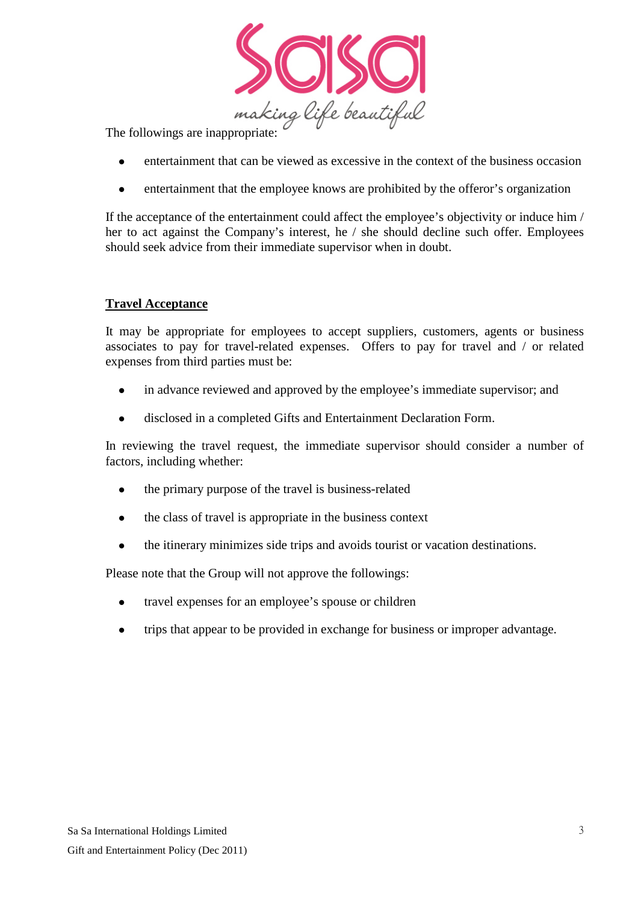The followings are inappropriate:

- entertainment that can be viewed as excessive in the context of the business occasion
- entertainment that the employee knows are prohibited by the offeror's organization

If the acceptance of the entertainment could affect the employee's objectivity or induce him / her to act against the Company's interest, he / she should decline such offer. Employees should seek advice from their immediate supervisor when in doubt.

**Travel Acceptance**

It may be appropriate for employees to accept suppliers, customers, agents or business associates to pay for travel-related expenses. Offers to pay for travel and / or related expenses from third parties must be:

- in advance reviewed and approved by the employee's immediate supervisor; and
- disclosed in a completed Gifts and Entertainment Declaration Form.

In reviewing the travel request, the immediate supervisor should consider a number of factors, including whether:

- the primary purpose of the travel is business-related
- the class of travel is appropriate in the business context
- the itinerary minimizes side trips and avoids tourist or vacation destinations.

Please note that the Group will not approve the followings:

- travel expenses for an employee's spouse or children
- trips that appear to be provided in exchange for business or improper advantage.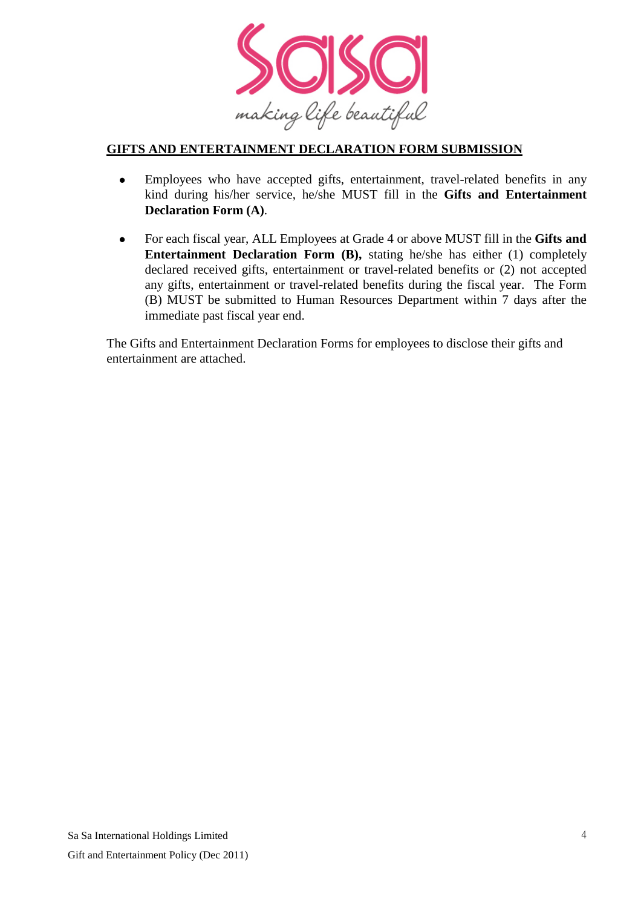## GIFTS AND ENTERTAINMENT DECLARATION FORM SUBMISSION

- Employees who have accepted gifts, entertainment, travel-related benefits in any kind during his/her service, he/she MUST fill in the **Gifts and Entertainment Declaration Form (A)**.

- For each fiscal year, ALL Employees at Grade 4 or above MUST fill in the **Gifts and Entertainment Declaration Form (B),** stating he/she has either (1) completely declared received gifts, entertainment or travel-related benefits or (2) not accepted any gifts, entertainment or travel-related benefits during the fiscal year. The Form (B) MUST be submitted to Human Resources Department within 7 days after the immediate past fiscal year end.

The Gifts and Entertainment Declaration Forms for employees to disclose their gifts and entertainment are attached.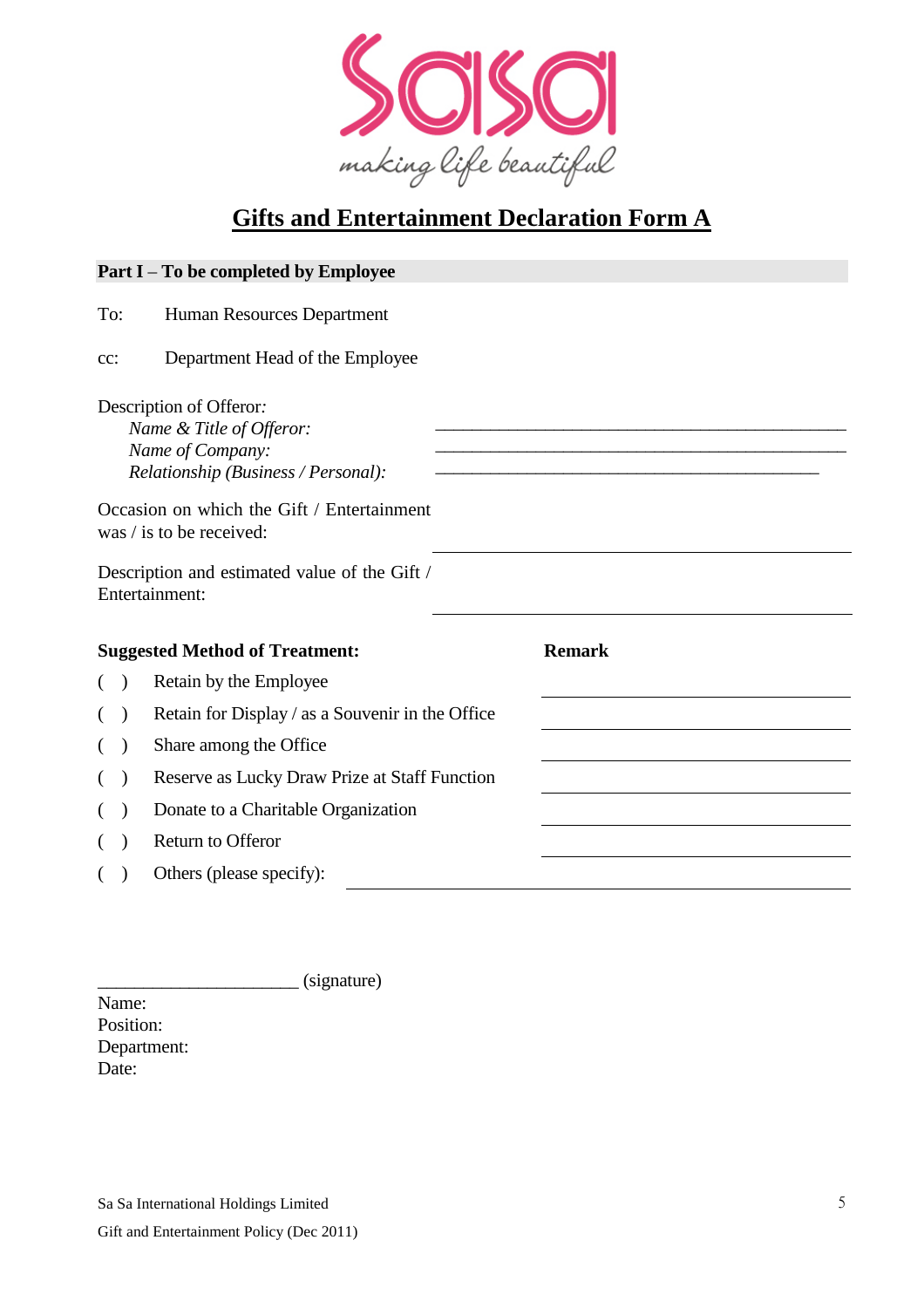# Gifts and Entertainment Declaration Form A

**Part I – To be completed by Employee**

To: Human Resources Department

cc: Department Head of the Employee

Description of Offeror:

*Name & Title of Offeror:* ______________________________

*Name of Company:* ______________________________

*Relationship (Business / Personal):* ______________________________

Occasion on which the Gift / Entertainment was / is to be received: ______________________________

Description and estimated value of the Gift / Entertainment: ______________________________

| **Suggested Method of Treatment:** | **Remark** |
|---|---|
| ( ) Retain by the Employee | ____________ |
| ( ) Retain for Display / as a Souvenir in the Office | ____________ |
| ( ) Share among the Office | ____________ |
| ( ) Reserve as Lucky Draw Prize at Staff Function | ____________ |
| ( ) Donate to a Charitable Organization | ____________ |
| ( ) Return to Offeror | ____________ |
| ( ) Others (please specify): ____________ | |

_____________________ (signature)

Name:

Position:

Department:

Date:

Sa Sa International Holdings Limited

Gift and Entertainment Policy (Dec 2011)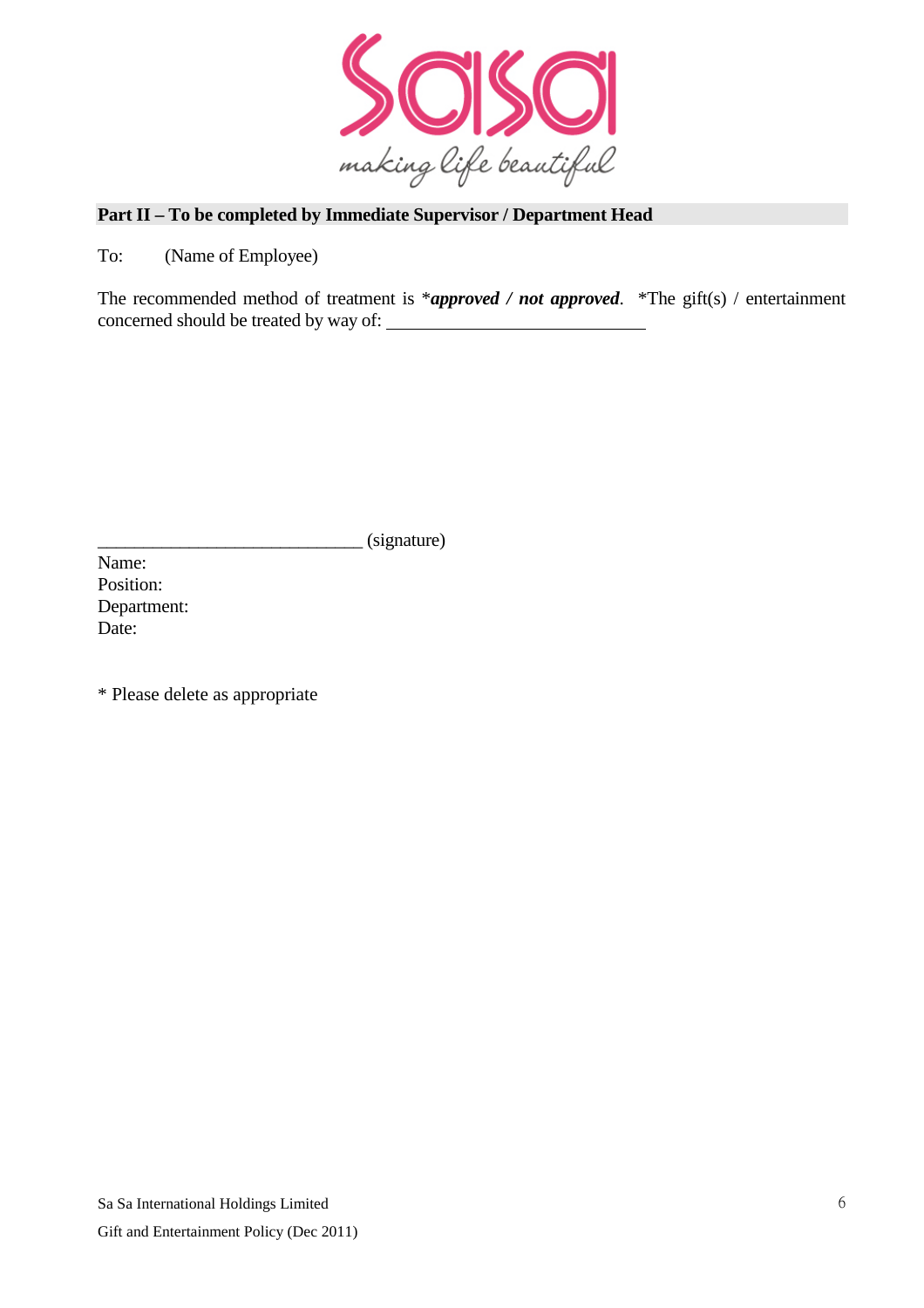## Part II – To be completed by Immediate Supervisor / Department Head

To: (Name of Employee)

The recommended method of treatment is ****approved / not approved***. *The gift(s) / entertainment concerned should be treated by way of: ______________________________

______________________________ (signature)

Name:
Position:
Department:
Date:

* Please delete as appropriate

Sa Sa International Holdings Limited

Gift and Entertainment Policy (Dec 2011)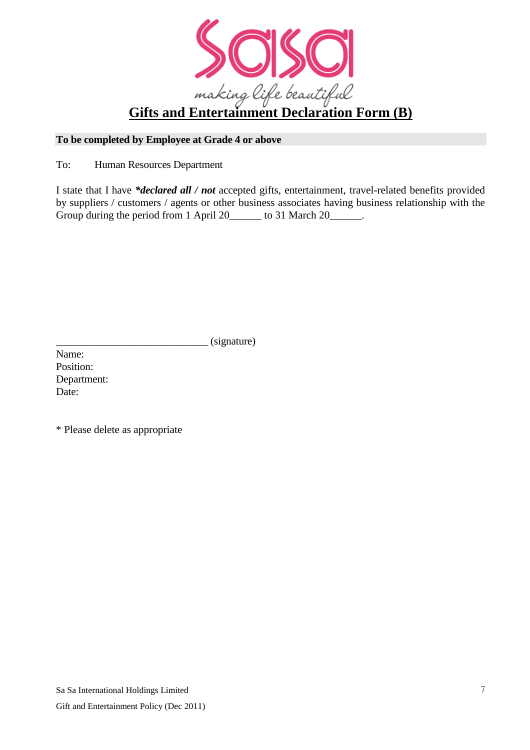# Gifts and Entertainment Declaration Form (B)

**To be completed by Employee at Grade 4 or above**

To: Human Resources Department

I state that I have ***\*declared all / not*** accepted gifts, entertainment, travel-related benefits provided by suppliers / customers / agents or other business associates having business relationship with the Group during the period from 1 April 20______ to 31 March 20______.

_____________________________ (signature)

Name:

Position:

Department:

Date:

\* Please delete as appropriate